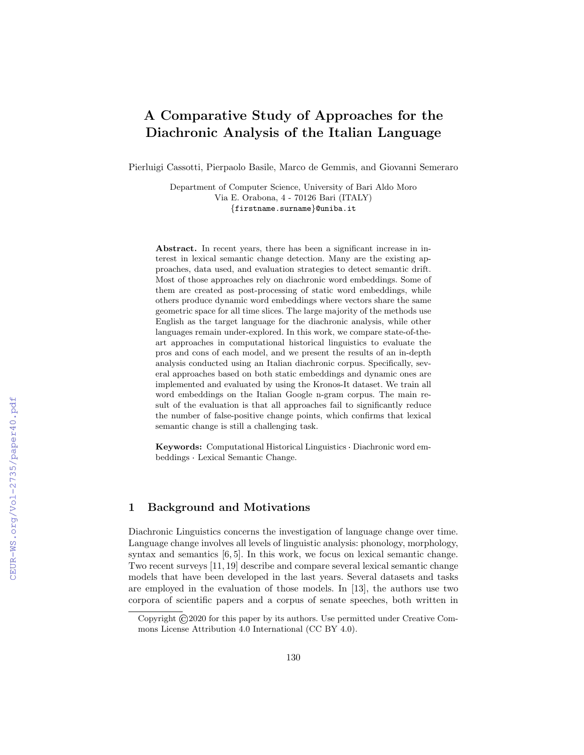# A Comparative Study of Approaches for the Diachronic Analysis of the Italian Language

Pierluigi Cassotti, Pierpaolo Basile, Marco de Gemmis, and Giovanni Semeraro

Department of Computer Science, University of Bari Aldo Moro
Via E. Orabona, 4 - 70126 Bari (ITALY)
{firstname.surname}@uniba.it

**Abstract.** In recent years, there has been a significant increase in interest in lexical semantic change detection. Many are the existing approaches, data used, and evaluation strategies to detect semantic drift. Most of those approaches rely on diachronic word embeddings. Some of them are created as post-processing of static word embeddings, while others produce dynamic word embeddings where vectors share the same geometric space for all time slices. The large majority of the methods use English as the target language for the diachronic analysis, while other languages remain under-explored. In this work, we compare state-of-the-art approaches in computational historical linguistics to evaluate the pros and cons of each model, and we present the results of an in-depth analysis conducted using an Italian diachronic corpus. Specifically, several approaches based on both static embeddings and dynamic ones are implemented and evaluated by using the Kronos-It dataset. We train all word embeddings on the Italian Google n-gram corpus. The main result of the evaluation is that all approaches fail to significantly reduce the number of false-positive change points, which confirms that lexical semantic change is still a challenging task.

**Keywords:** Computational Historical Linguistics · Diachronic word embeddings · Lexical Semantic Change.

## 1 Background and Motivations

Diachronic Linguistics concerns the investigation of language change over time. Language change involves all levels of linguistic analysis: phonology, morphology, syntax and semantics [6, 5]. In this work, we focus on lexical semantic change. Two recent surveys [11, 19] describe and compare several lexical semantic change models that have been developed in the last years. Several datasets and tasks are employed in the evaluation of those models. In [13], the authors use two corpora of scientific papers and a corpus of senate speeches, both written in

Copyright ©2020 for this paper by its authors. Use permitted under Creative Commons License Attribution 4.0 International (CC BY 4.0).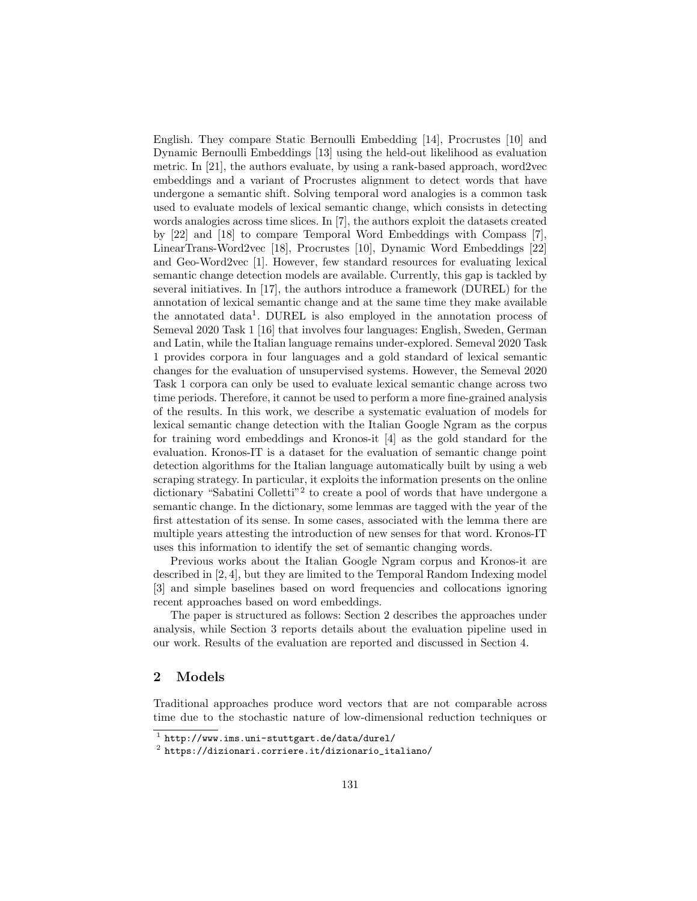English. They compare Static Bernoulli Embedding [14], Procrustes [10] and Dynamic Bernoulli Embeddings [13] using the held-out likelihood as evaluation metric. In [21], the authors evaluate, by using a rank-based approach, word2vec embeddings and a variant of Procrustes alignment to detect words that have undergone a semantic shift. Solving temporal word analogies is a common task used to evaluate models of lexical semantic change, which consists in detecting words analogies across time slices. In [7], the authors exploit the datasets created by [22] and [18] to compare Temporal Word Embeddings with Compass [7], LinearTrans-Word2vec [18], Procrustes [10], Dynamic Word Embeddings [22] and Geo-Word2vec [1]. However, few standard resources for evaluating lexical semantic change detection models are available. Currently, this gap is tackled by several initiatives. In [17], the authors introduce a framework (DUREL) for the annotation of lexical semantic change and at the same time they make available the annotated data[1]. DUREL is also employed in the annotation process of Semeval 2020 Task 1 [16] that involves four languages: English, Sweden, German and Latin, while the Italian language remains under-explored. Semeval 2020 Task 1 provides corpora in four languages and a gold standard of lexical semantic changes for the evaluation of unsupervised systems. However, the Semeval 2020 Task 1 corpora can only be used to evaluate lexical semantic change across two time periods. Therefore, it cannot be used to perform a more fine-grained analysis of the results. In this work, we describe a systematic evaluation of models for lexical semantic change detection with the Italian Google Ngram as the corpus for training word embeddings and Kronos-it [4] as the gold standard for the evaluation. Kronos-IT is a dataset for the evaluation of semantic change point detection algorithms for the Italian language automatically built by using a web scraping strategy. In particular, it exploits the information presents on the online dictionary "Sabatini Colletti"[2] to create a pool of words that have undergone a semantic change. In the dictionary, some lemmas are tagged with the year of the first attestation of its sense. In some cases, associated with the lemma there are multiple years attesting the introduction of new senses for that word. Kronos-IT uses this information to identify the set of semantic changing words.

Previous works about the Italian Google Ngram corpus and Kronos-it are described in [2, 4], but they are limited to the Temporal Random Indexing model [3] and simple baselines based on word frequencies and collocations ignoring recent approaches based on word embeddings.

The paper is structured as follows: Section 2 describes the approaches under analysis, while Section 3 reports details about the evaluation pipeline used in our work. Results of the evaluation are reported and discussed in Section 4.

## 2 Models

Traditional approaches produce word vectors that are not comparable across time due to the stochastic nature of low-dimensional reduction techniques or

[1] http://www.ims.uni-stuttgart.de/data/durel/

[2] https://dizionari.corriere.it/dizionario_italiano/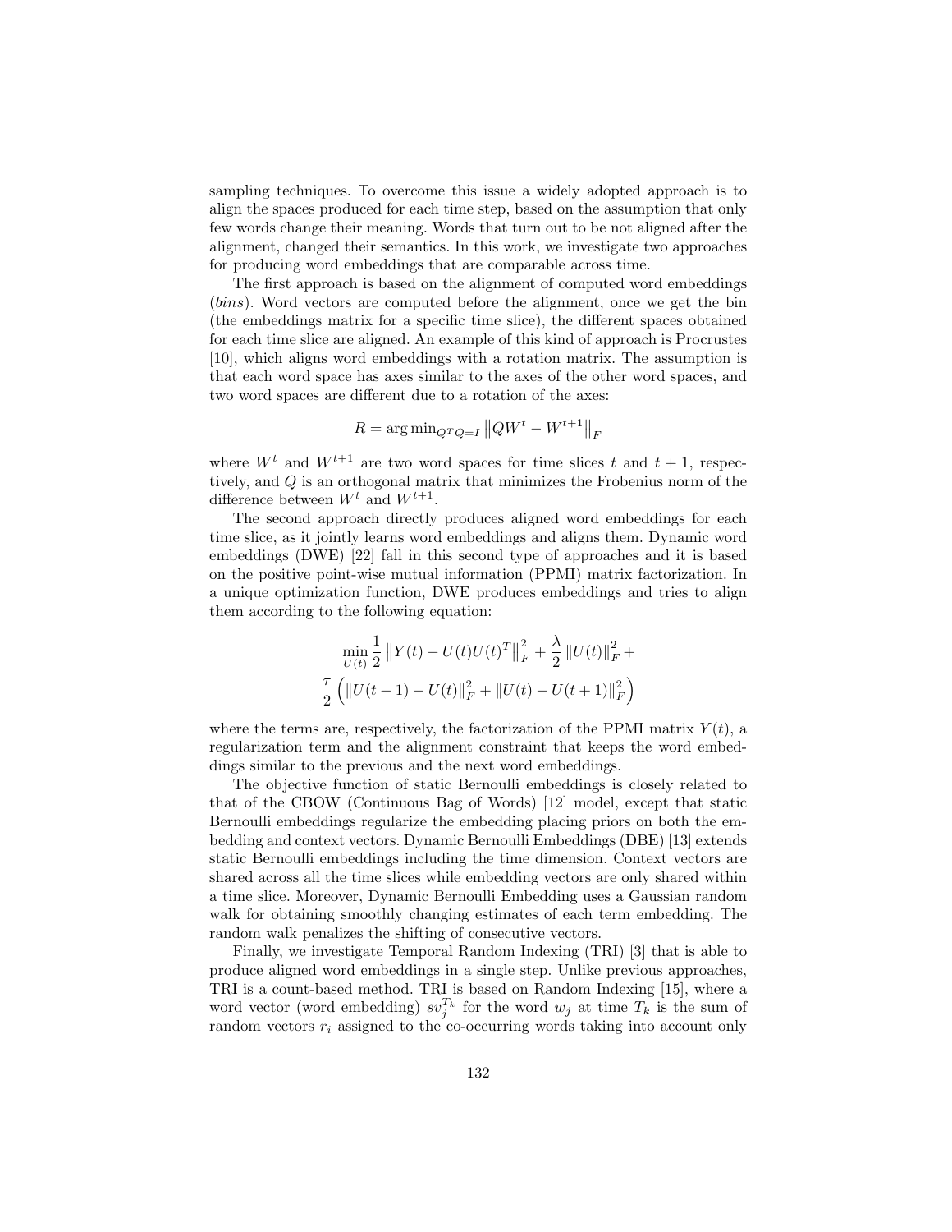sampling techniques. To overcome this issue a widely adopted approach is to align the spaces produced for each time step, based on the assumption that only few words change their meaning. Words that turn out to be not aligned after the alignment, changed their semantics. In this work, we investigate two approaches for producing word embeddings that are comparable across time.

The first approach is based on the alignment of computed word embeddings (*bins*). Word vectors are computed before the alignment, once we get the bin (the embeddings matrix for a specific time slice), the different spaces obtained for each time slice are aligned. An example of this kind of approach is Procrustes [10], which aligns word embeddings with a rotation matrix. The assumption is that each word space has axes similar to the axes of the other word spaces, and two word spaces are different due to a rotation of the axes:

$$R = \arg\min_{Q^T Q = I} \left\| Q W^t - W^{t+1} \right\|_F$$

where $W^t$ and $W^{t+1}$ are two word spaces for time slices $t$ and $t+1$, respectively, and $Q$ is an orthogonal matrix that minimizes the Frobenius norm of the difference between $W^t$ and $W^{t+1}$.

The second approach directly produces aligned word embeddings for each time slice, as it jointly learns word embeddings and aligns them. Dynamic word embeddings (DWE) [22] fall in this second type of approaches and it is based on the positive point-wise mutual information (PPMI) matrix factorization. In a unique optimization function, DWE produces embeddings and tries to align them according to the following equation:

$$\min_{U(t)} \frac{1}{2} \left\| Y(t) - U(t)U(t)^T \right\|_F^2 + \frac{\lambda}{2} \left\| U(t) \right\|_F^2 + \\ \frac{\tau}{2} \left( \left\| U(t-1) - U(t) \right\|_F^2 + \left\| U(t) - U(t+1) \right\|_F^2 \right)$$

where the terms are, respectively, the factorization of the PPMI matrix $Y(t)$, a regularization term and the alignment constraint that keeps the word embeddings similar to the previous and the next word embeddings.

The objective function of static Bernoulli embeddings is closely related to that of the CBOW (Continuous Bag of Words) [12] model, except that static Bernoulli embeddings regularize the embedding placing priors on both the embedding and context vectors. Dynamic Bernoulli Embeddings (DBE) [13] extends static Bernoulli embeddings including the time dimension. Context vectors are shared across all the time slices while embedding vectors are only shared within a time slice. Moreover, Dynamic Bernoulli Embedding uses a Gaussian random walk for obtaining smoothly changing estimates of each term embedding. The random walk penalizes the shifting of consecutive vectors.

Finally, we investigate Temporal Random Indexing (TRI) [3] that is able to produce aligned word embeddings in a single step. Unlike previous approaches, TRI is a count-based method. TRI is based on Random Indexing [15], where a word vector (word embedding) $sv_j^{T_k}$ for the word $w_j$ at time $T_k$ is the sum of random vectors $r_i$ assigned to the co-occurring words taking into account only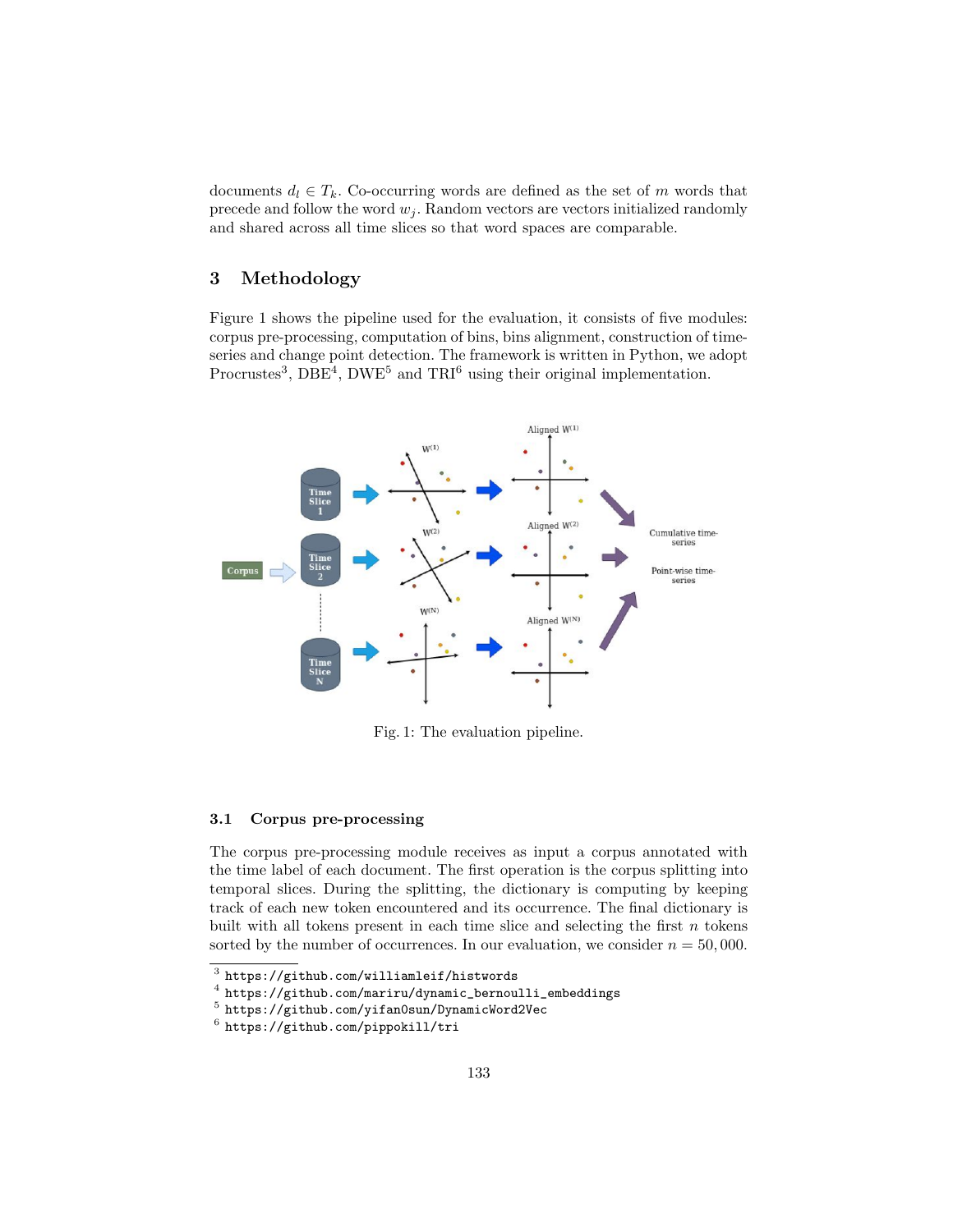documents $d_l \in T_k$. Co-occurring words are defined as the set of $m$ words that precede and follow the word $w_j$. Random vectors are vectors initialized randomly and shared across all time slices so that word spaces are comparable.

# 3 Methodology

Figure 1 shows the pipeline used for the evaluation, it consists of five modules: corpus pre-processing, computation of bins, bins alignment, construction of time-series and change point detection. The framework is written in Python, we adopt Procrustes[3], DBE[4], DWE[5] and TRI[6] using their original implementation.

Fig. 1: The evaluation pipeline.

## 3.1 Corpus pre-processing

The corpus pre-processing module receives as input a corpus annotated with the time label of each document. The first operation is the corpus splitting into temporal slices. During the splitting, the dictionary is computing by keeping track of each new token encountered and its occurrence. The final dictionary is built with all tokens present in each time slice and selecting the first $n$ tokens sorted by the number of occurrences. In our evaluation, we consider $n = 50,000$.

[3] https://github.com/williamleif/histwords

[4] https://github.com/mariru/dynamic_bernoulli_embeddings

[5] https://github.com/yifan0sun/DynamicWord2Vec

[6] https://github.com/pippokill/tri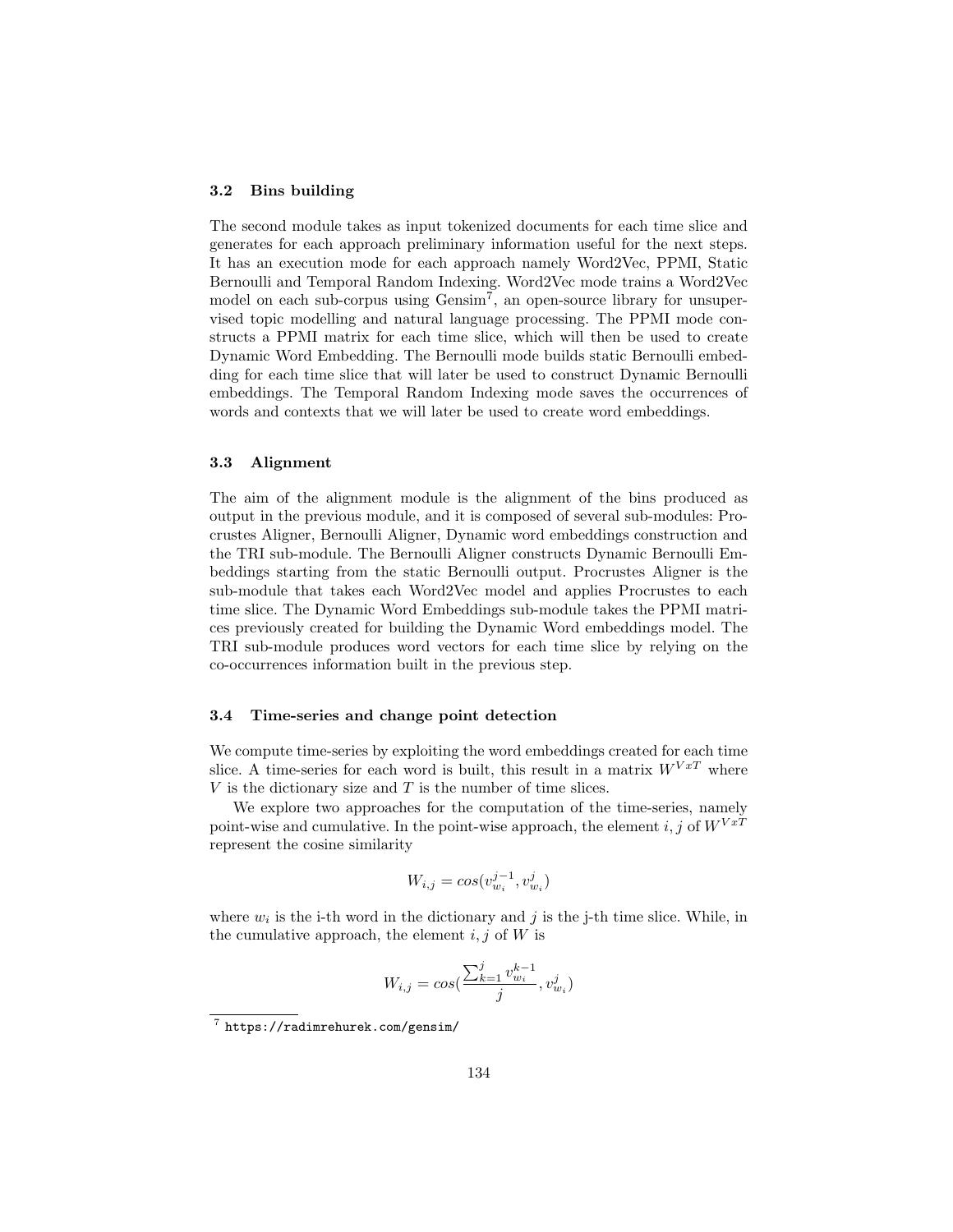### 3.2 Bins building

The second module takes as input tokenized documents for each time slice and generates for each approach preliminary information useful for the next steps. It has an execution mode for each approach namely Word2Vec, PPMI, Static Bernoulli and Temporal Random Indexing. Word2Vec mode trains a Word2Vec model on each sub-corpus using Gensim[7], an open-source library for unsupervised topic modelling and natural language processing. The PPMI mode constructs a PPMI matrix for each time slice, which will then be used to create Dynamic Word Embedding. The Bernoulli mode builds static Bernoulli embedding for each time slice that will later be used to construct Dynamic Bernoulli embeddings. The Temporal Random Indexing mode saves the occurrences of words and contexts that we will later be used to create word embeddings.

### 3.3 Alignment

The aim of the alignment module is the alignment of the bins produced as output in the previous module, and it is composed of several sub-modules: Procrustes Aligner, Bernoulli Aligner, Dynamic word embeddings construction and the TRI sub-module. The Bernoulli Aligner constructs Dynamic Bernoulli Embeddings starting from the static Bernoulli output. Procrustes Aligner is the sub-module that takes each Word2Vec model and applies Procrustes to each time slice. The Dynamic Word Embeddings sub-module takes the PPMI matrices previously created for building the Dynamic Word embeddings model. The TRI sub-module produces word vectors for each time slice by relying on the co-occurrences information built in the previous step.

### 3.4 Time-series and change point detection

We compute time-series by exploiting the word embeddings created for each time slice. A time-series for each word is built, this result in a matrix $W^{VxT}$ where $V$ is the dictionary size and $T$ is the number of time slices.

We explore two approaches for the computation of the time-series, namely point-wise and cumulative. In the point-wise approach, the element $i, j$ of $W^{VxT}$ represent the cosine similarity

$$W_{i,j} = cos(v_{w_i}^{j-1}, v_{w_i}^{j})$$

where $w_i$ is the i-th word in the dictionary and $j$ is the j-th time slice. While, in the cumulative approach, the element $i, j$ of $W$ is

$$W_{i,j} = cos(\frac{\sum_{k=1}^{j} v_{w_i}^{k-1}}{j}, v_{w_i}^{j})$$

[7] https://radimrehurek.com/gensim/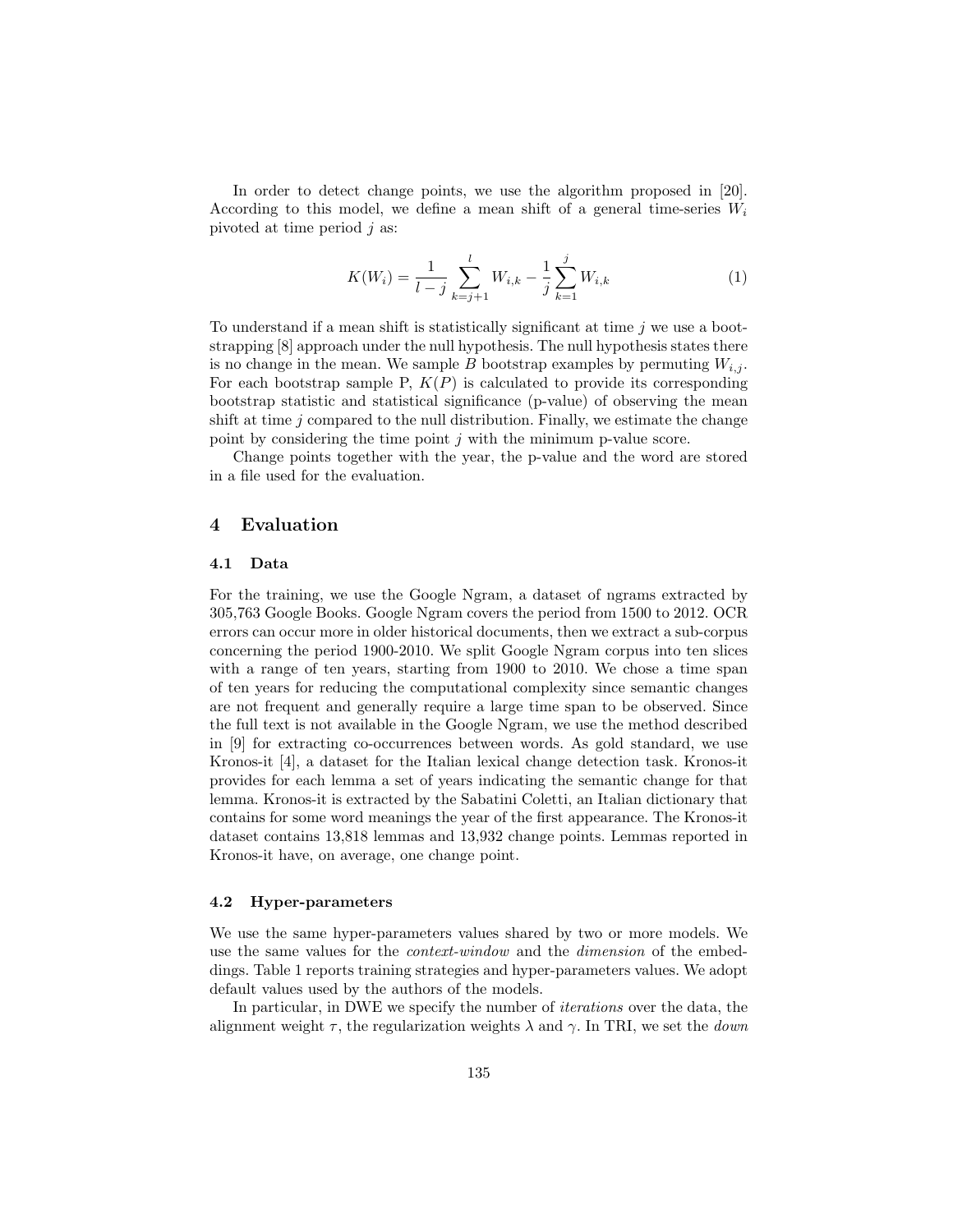In order to detect change points, we use the algorithm proposed in [20]. According to this model, we define a mean shift of a general time-series $W_i$ pivoted at time period $j$ as:

$$K(W_i) = \frac{1}{l-j} \sum_{k=j+1}^{l} W_{i,k} - \frac{1}{j} \sum_{k=1}^{j} W_{i,k} \tag{1}$$

To understand if a mean shift is statistically significant at time $j$ we use a bootstrapping [8] approach under the null hypothesis. The null hypothesis states there is no change in the mean. We sample $B$ bootstrap examples by permuting $W_{i,j}$. For each bootstrap sample P, $K(P)$ is calculated to provide its corresponding bootstrap statistic and statistical significance (p-value) of observing the mean shift at time $j$ compared to the null distribution. Finally, we estimate the change point by considering the time point $j$ with the minimum p-value score.

Change points together with the year, the p-value and the word are stored in a file used for the evaluation.

## 4 Evaluation

### 4.1 Data

For the training, we use the Google Ngram, a dataset of ngrams extracted by 305,763 Google Books. Google Ngram covers the period from 1500 to 2012. OCR errors can occur more in older historical documents, then we extract a sub-corpus concerning the period 1900-2010. We split Google Ngram corpus into ten slices with a range of ten years, starting from 1900 to 2010. We chose a time span of ten years for reducing the computational complexity since semantic changes are not frequent and generally require a large time span to be observed. Since the full text is not available in the Google Ngram, we use the method described in [9] for extracting co-occurrences between words. As gold standard, we use Kronos-it [4], a dataset for the Italian lexical change detection task. Kronos-it provides for each lemma a set of years indicating the semantic change for that lemma. Kronos-it is extracted by the Sabatini Coletti, an Italian dictionary that contains for some word meanings the year of the first appearance. The Kronos-it dataset contains 13,818 lemmas and 13,932 change points. Lemmas reported in Kronos-it have, on average, one change point.

### 4.2 Hyper-parameters

We use the same hyper-parameters values shared by two or more models. We use the same values for the *context-window* and the *dimension* of the embeddings. Table 1 reports training strategies and hyper-parameters values. We adopt default values used by the authors of the models.

In particular, in DWE we specify the number of *iterations* over the data, the alignment weight $\tau$, the regularization weights $\lambda$ and $\gamma$. In TRI, we set the *down*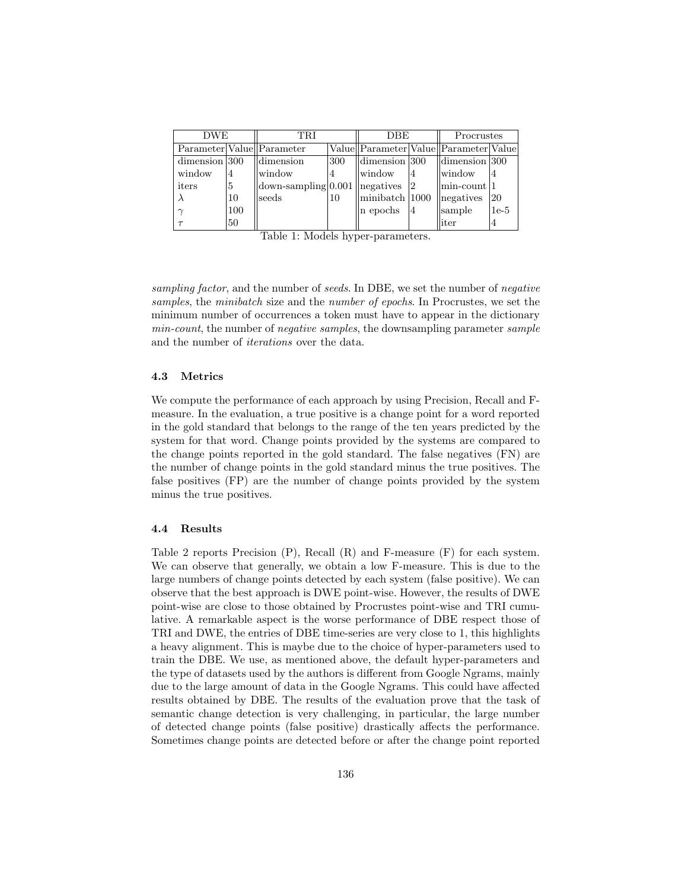| DWE | | TRI | | DBE | | Procrustes | |
|---|---|---|---|---|---|---|---|
| Parameter | Value | Parameter | Value | Parameter | Value | Parameter | Value |
| dimension | 300 | dimension | 300 | dimension | 300 | dimension | 300 |
| window | 4 | window | 4 | window | 4 | window | 4 |
| iters | 5 | down-sampling | 0.001 | negatives | 2 | min-count | 1 |
| $\lambda$ | 10 | seeds | 10 | minibatch | 1000 | negatives | 20 |
| $\gamma$ | 100 | | | n epochs | 4 | sample | 1e-5 |
| $\tau$ | 50 | | | | | iter | 4 |

Table 1: Models hyper-parameters.

*sampling factor*, and the number of *seeds*. In DBE, we set the number of *negative samples*, the *minibatch* size and the *number of epochs*. In Procrustes, we set the minimum number of occurrences a token must have to appear in the dictionary *min-count*, the number of *negative samples*, the downsampling parameter *sample* and the number of *iterations* over the data.

### 4.3 Metrics

We compute the performance of each approach by using Precision, Recall and F-measure. In the evaluation, a true positive is a change point for a word reported in the gold standard that belongs to the range of the ten years predicted by the system for that word. Change points provided by the systems are compared to the change points reported in the gold standard. The false negatives (FN) are the number of change points in the gold standard minus the true positives. The false positives (FP) are the number of change points provided by the system minus the true positives.

### 4.4 Results

Table 2 reports Precision (P), Recall (R) and F-measure (F) for each system. We can observe that generally, we obtain a low F-measure. This is due to the large numbers of change points detected by each system (false positive). We can observe that the best approach is DWE point-wise. However, the results of DWE point-wise are close to those obtained by Procrustes point-wise and TRI cumulative. A remarkable aspect is the worse performance of DBE respect those of TRI and DWE, the entries of DBE time-series are very close to 1, this highlights a heavy alignment. This is maybe due to the choice of hyper-parameters used to train the DBE. We use, as mentioned above, the default hyper-parameters and the type of datasets used by the authors is different from Google Ngrams, mainly due to the large amount of data in the Google Ngrams. This could have affected results obtained by DBE. The results of the evaluation prove that the task of semantic change detection is very challenging, in particular, the large number of detected change points (false positive) drastically affects the performance. Sometimes change points are detected before or after the change point reported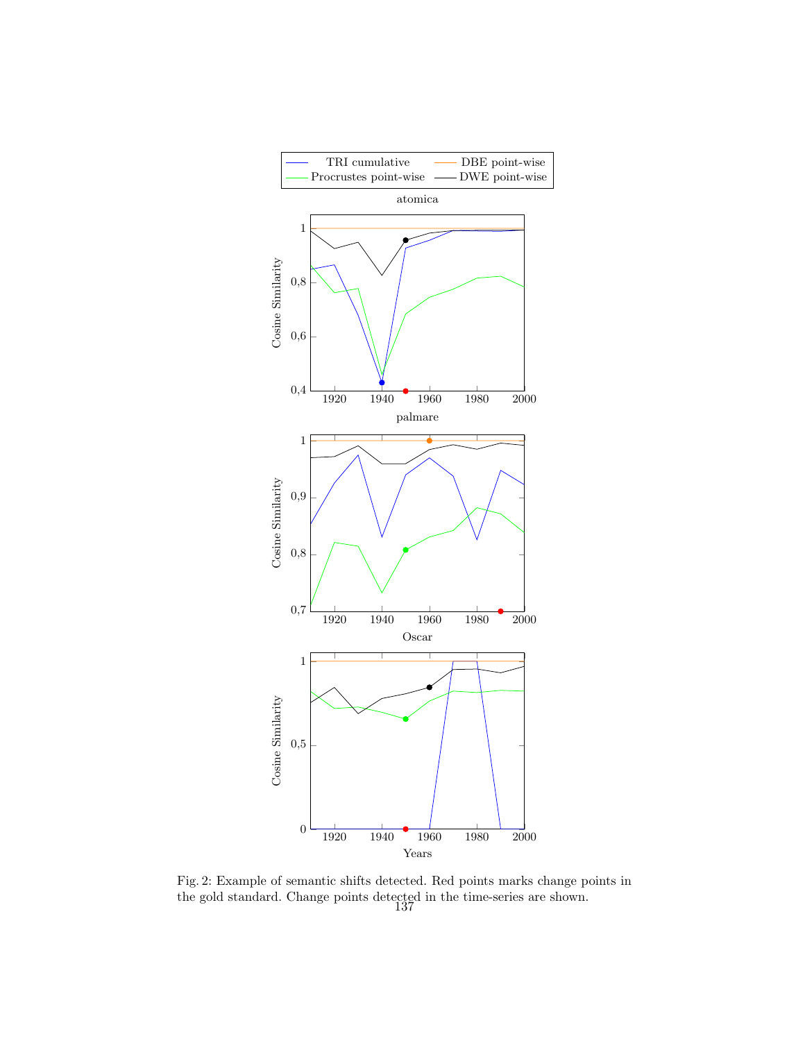Fig. 2: Example of semantic shifts detected. Red points marks change points in the gold standard. Change points detected in the time-series are shown.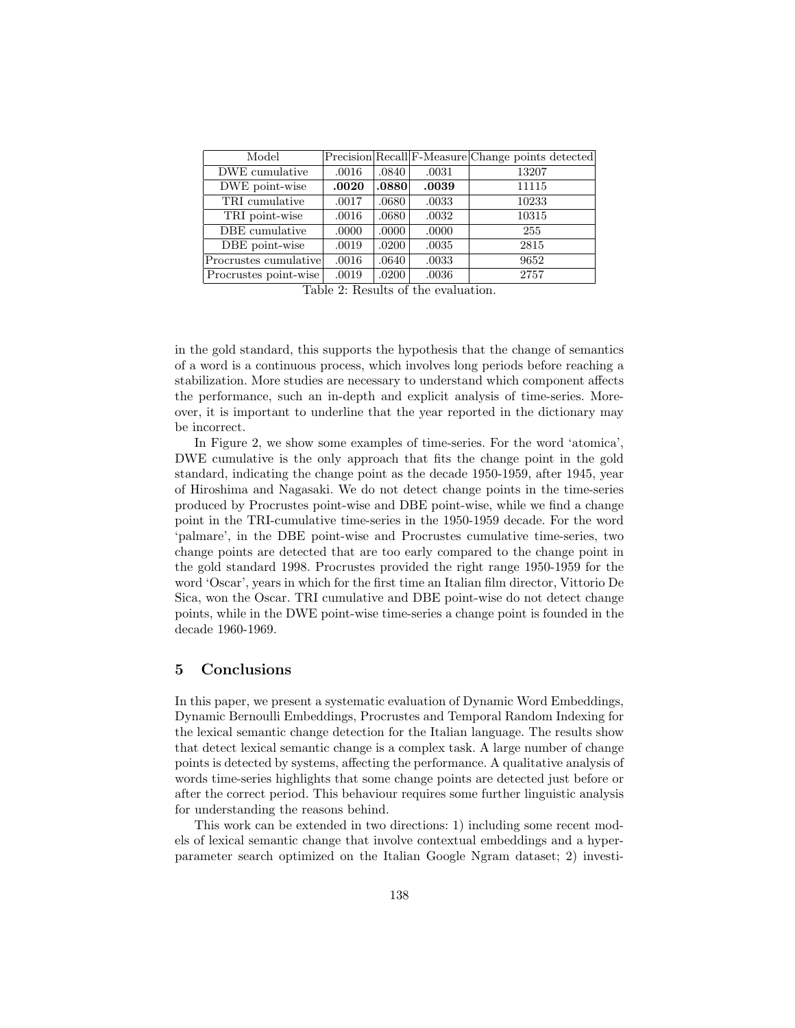| Model | Precision | Recall | F-Measure | Change points detected |
|---|---|---|---|---|
| DWE cumulative | .0016 | .0840 | .0031 | 13207 |
| DWE point-wise | **.0020** | **.0880** | **.0039** | 11115 |
| TRI cumulative | .0017 | .0680 | .0033 | 10233 |
| TRI point-wise | .0016 | .0680 | .0032 | 10315 |
| DBE cumulative | .0000 | .0000 | .0000 | 255 |
| DBE point-wise | .0019 | .0200 | .0035 | 2815 |
| Procrustes cumulative | .0016 | .0640 | .0033 | 9652 |
| Procrustes point-wise | .0019 | .0200 | .0036 | 2757 |

Table 2: Results of the evaluation.

in the gold standard, this supports the hypothesis that the change of semantics of a word is a continuous process, which involves long periods before reaching a stabilization. More studies are necessary to understand which component affects the performance, such an in-depth and explicit analysis of time-series. Moreover, it is important to underline that the year reported in the dictionary may be incorrect.

In Figure 2, we show some examples of time-series. For the word 'atomica', DWE cumulative is the only approach that fits the change point in the gold standard, indicating the change point as the decade 1950-1959, after 1945, year of Hiroshima and Nagasaki. We do not detect change points in the time-series produced by Procrustes point-wise and DBE point-wise, while we find a change point in the TRI-cumulative time-series in the 1950-1959 decade. For the word 'palmare', in the DBE point-wise and Procrustes cumulative time-series, two change points are detected that are too early compared to the change point in the gold standard 1998. Procrustes provided the right range 1950-1959 for the word 'Oscar', years in which for the first time an Italian film director, Vittorio De Sica, won the Oscar. TRI cumulative and DBE point-wise do not detect change points, while in the DWE point-wise time-series a change point is founded in the decade 1960-1969.

## 5 Conclusions

In this paper, we present a systematic evaluation of Dynamic Word Embeddings, Dynamic Bernoulli Embeddings, Procrustes and Temporal Random Indexing for the lexical semantic change detection for the Italian language. The results show that detect lexical semantic change is a complex task. A large number of change points is detected by systems, affecting the performance. A qualitative analysis of words time-series highlights that some change points are detected just before or after the correct period. This behaviour requires some further linguistic analysis for understanding the reasons behind.

This work can be extended in two directions: 1) including some recent models of lexical semantic change that involve contextual embeddings and a hyperparameter search optimized on the Italian Google Ngram dataset; 2) investi-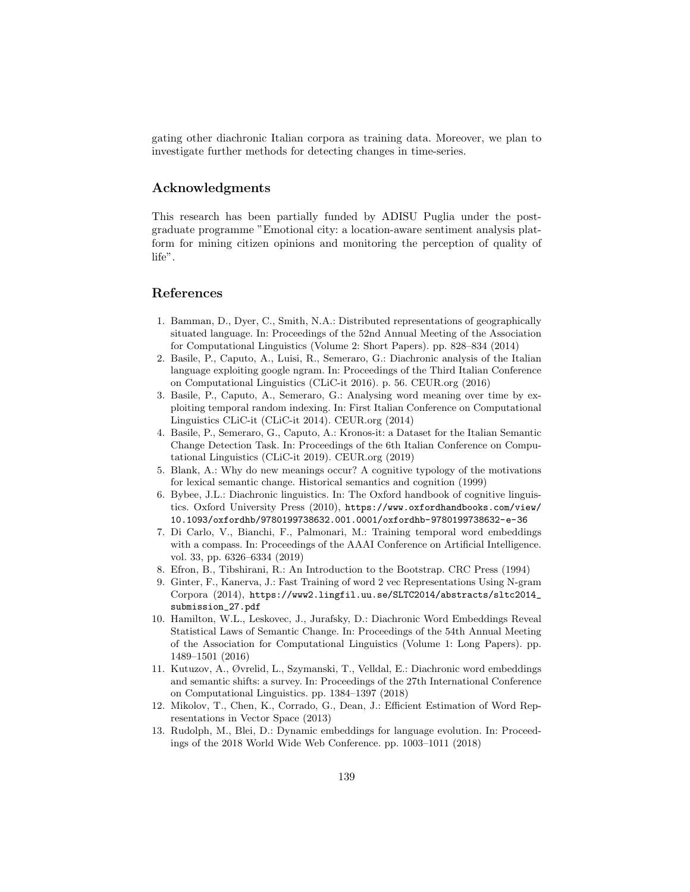gating other diachronic Italian corpora as training data. Moreover, we plan to investigate further methods for detecting changes in time-series.

## Acknowledgments

This research has been partially funded by ADISU Puglia under the post-graduate programme "Emotional city: a location-aware sentiment analysis platform for mining citizen opinions and monitoring the perception of quality of life".

## References

1. Bamman, D., Dyer, C., Smith, N.A.: Distributed representations of geographically situated language. In: Proceedings of the 52nd Annual Meeting of the Association for Computational Linguistics (Volume 2: Short Papers). pp. 828–834 (2014)
2. Basile, P., Caputo, A., Luisi, R., Semeraro, G.: Diachronic analysis of the Italian language exploiting google ngram. In: Proceedings of the Third Italian Conference on Computational Linguistics (CLiC-it 2016). p. 56. CEUR.org (2016)
3. Basile, P., Caputo, A., Semeraro, G.: Analysing word meaning over time by exploiting temporal random indexing. In: First Italian Conference on Computational Linguistics CLiC-it (CLiC-it 2014). CEUR.org (2014)
4. Basile, P., Semeraro, G., Caputo, A.: Kronos-it: a Dataset for the Italian Semantic Change Detection Task. In: Proceedings of the 6th Italian Conference on Computational Linguistics (CLiC-it 2019). CEUR.org (2019)
5. Blank, A.: Why do new meanings occur? A cognitive typology of the motivations for lexical semantic change. Historical semantics and cognition (1999)
6. Bybee, J.L.: Diachronic linguistics. In: The Oxford handbook of cognitive linguistics. Oxford University Press (2010), https://www.oxfordhandbooks.com/view/10.1093/oxfordhb/9780199738632.001.0001/oxfordhb-9780199738632-e-36
7. Di Carlo, V., Bianchi, F., Palmonari, M.: Training temporal word embeddings with a compass. In: Proceedings of the AAAI Conference on Artificial Intelligence. vol. 33, pp. 6326–6334 (2019)
8. Efron, B., Tibshirani, R.: An Introduction to the Bootstrap. CRC Press (1994)
9. Ginter, F., Kanerva, J.: Fast Training of word 2 vec Representations Using N-gram Corpora (2014), https://www2.lingfil.uu.se/SLTC2014/abstracts/sltc2014_submission_27.pdf
10. Hamilton, W.L., Leskovec, J., Jurafsky, D.: Diachronic Word Embeddings Reveal Statistical Laws of Semantic Change. In: Proceedings of the 54th Annual Meeting of the Association for Computational Linguistics (Volume 1: Long Papers). pp. 1489–1501 (2016)
11. Kutuzov, A., Øvrelid, L., Szymanski, T., Velldal, E.: Diachronic word embeddings and semantic shifts: a survey. In: Proceedings of the 27th International Conference on Computational Linguistics. pp. 1384–1397 (2018)
12. Mikolov, T., Chen, K., Corrado, G., Dean, J.: Efficient Estimation of Word Representations in Vector Space (2013)
13. Rudolph, M., Blei, D.: Dynamic embeddings for language evolution. In: Proceedings of the 2018 World Wide Web Conference. pp. 1003–1011 (2018)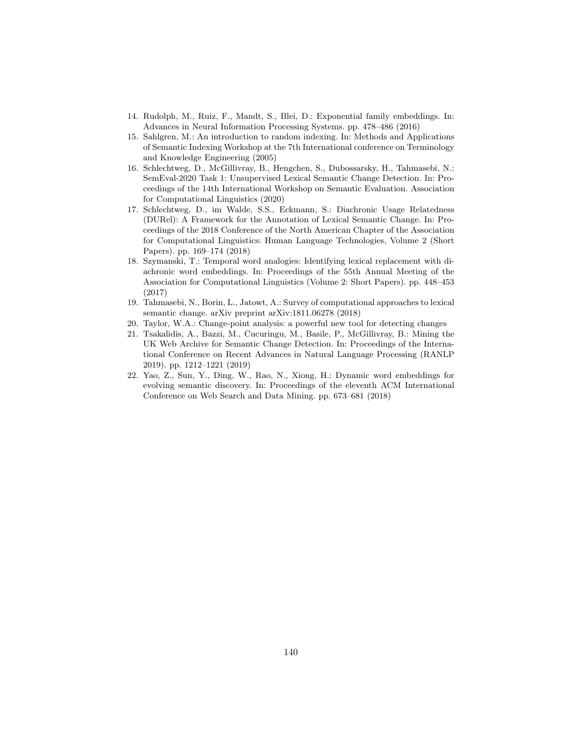14. Rudolph, M., Ruiz, F., Mandt, S., Blei, D.: Exponential family embeddings. In: Advances in Neural Information Processing Systems. pp. 478–486 (2016)
15. Sahlgren, M.: An introduction to random indexing. In: Methods and Applications of Semantic Indexing Workshop at the 7th International conference on Terminology and Knowledge Engineering (2005)
16. Schlechtweg, D., McGillivray, B., Hengchen, S., Dubossarsky, H., Tahmasebi, N.: SemEval-2020 Task 1: Unsupervised Lexical Semantic Change Detection. In: Proceedings of the 14th International Workshop on Semantic Evaluation. Association for Computational Linguistics (2020)
17. Schlechtweg, D., im Walde, S.S., Eckmann, S.: Diachronic Usage Relatedness (DURel): A Framework for the Annotation of Lexical Semantic Change. In: Proceedings of the 2018 Conference of the North American Chapter of the Association for Computational Linguistics: Human Language Technologies, Volume 2 (Short Papers). pp. 169–174 (2018)
18. Szymanski, T.: Temporal word analogies: Identifying lexical replacement with diachronic word embeddings. In: Proceedings of the 55th Annual Meeting of the Association for Computational Linguistics (Volume 2: Short Papers). pp. 448–453 (2017)
19. Tahmasebi, N., Borin, L., Jatowt, A.: Survey of computational approaches to lexical semantic change. arXiv preprint arXiv:1811.06278 (2018)
20. Taylor, W.A.: Change-point analysis: a powerful new tool for detecting changes
21. Tsakalidis, A., Bazzi, M., Cucuringu, M., Basile, P., McGillivray, B.: Mining the UK Web Archive for Semantic Change Detection. In: Proceedings of the International Conference on Recent Advances in Natural Language Processing (RANLP 2019). pp. 1212–1221 (2019)
22. Yao, Z., Sun, Y., Ding, W., Rao, N., Xiong, H.: Dynamic word embeddings for evolving semantic discovery. In: Proceedings of the eleventh ACM International Conference on Web Search and Data Mining. pp. 673–681 (2018)